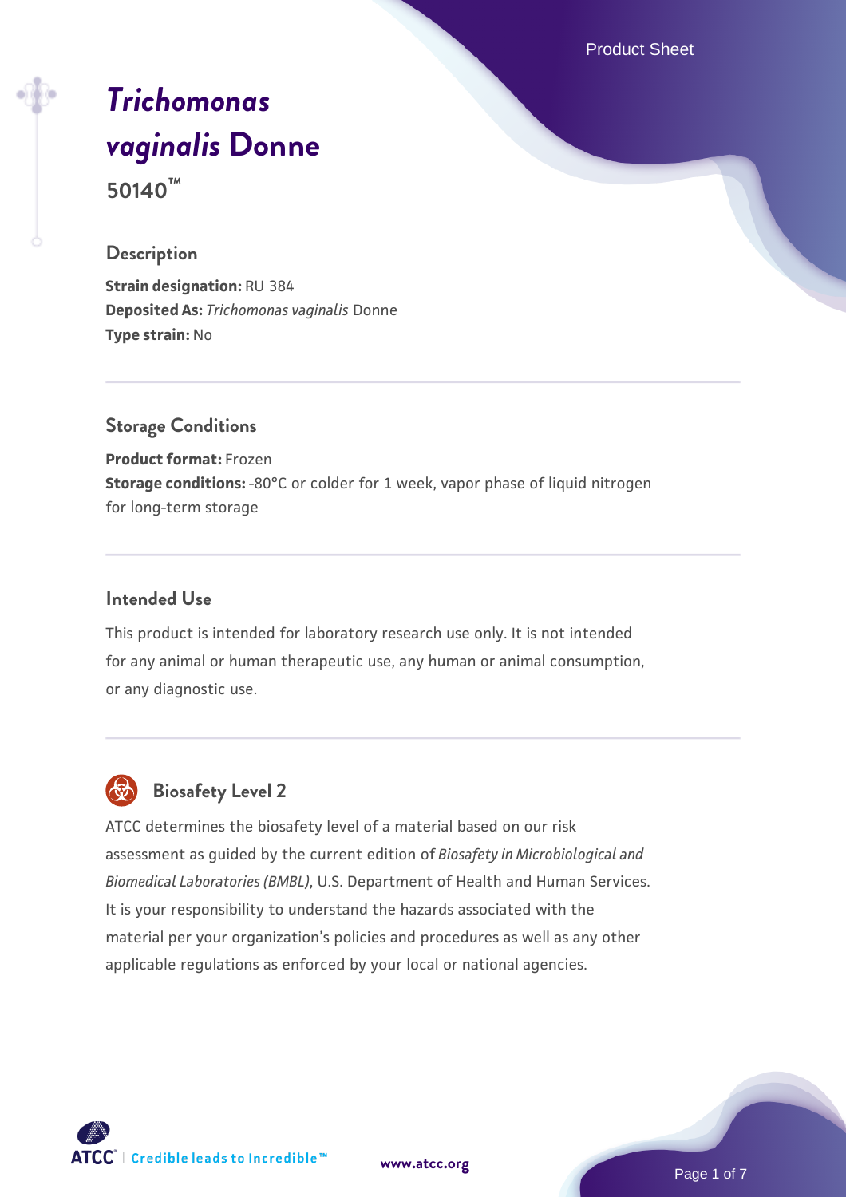# *Trichomonas vaginalis* Donne

**50140™**

## Description

**Strain designation:** RU 384
**Deposited As:** *Trichomonas vaginalis* Donne
**Type strain:** No

## Storage Conditions

**Product format:** Frozen
**Storage conditions:** -80°C or colder for 1 week, vapor phase of liquid nitrogen for long-term storage

## Intended Use

This product is intended for laboratory research use only. It is not intended for any animal or human therapeutic use, any human or animal consumption, or any diagnostic use.

## Biosafety Level 2

ATCC determines the biosafety level of a material based on our risk assessment as guided by the current edition of *Biosafety in Microbiological and Biomedical Laboratories (BMBL)*, U.S. Department of Health and Human Services. It is your responsibility to understand the hazards associated with the material per your organization's policies and procedures as well as any other applicable regulations as enforced by your local or national agencies.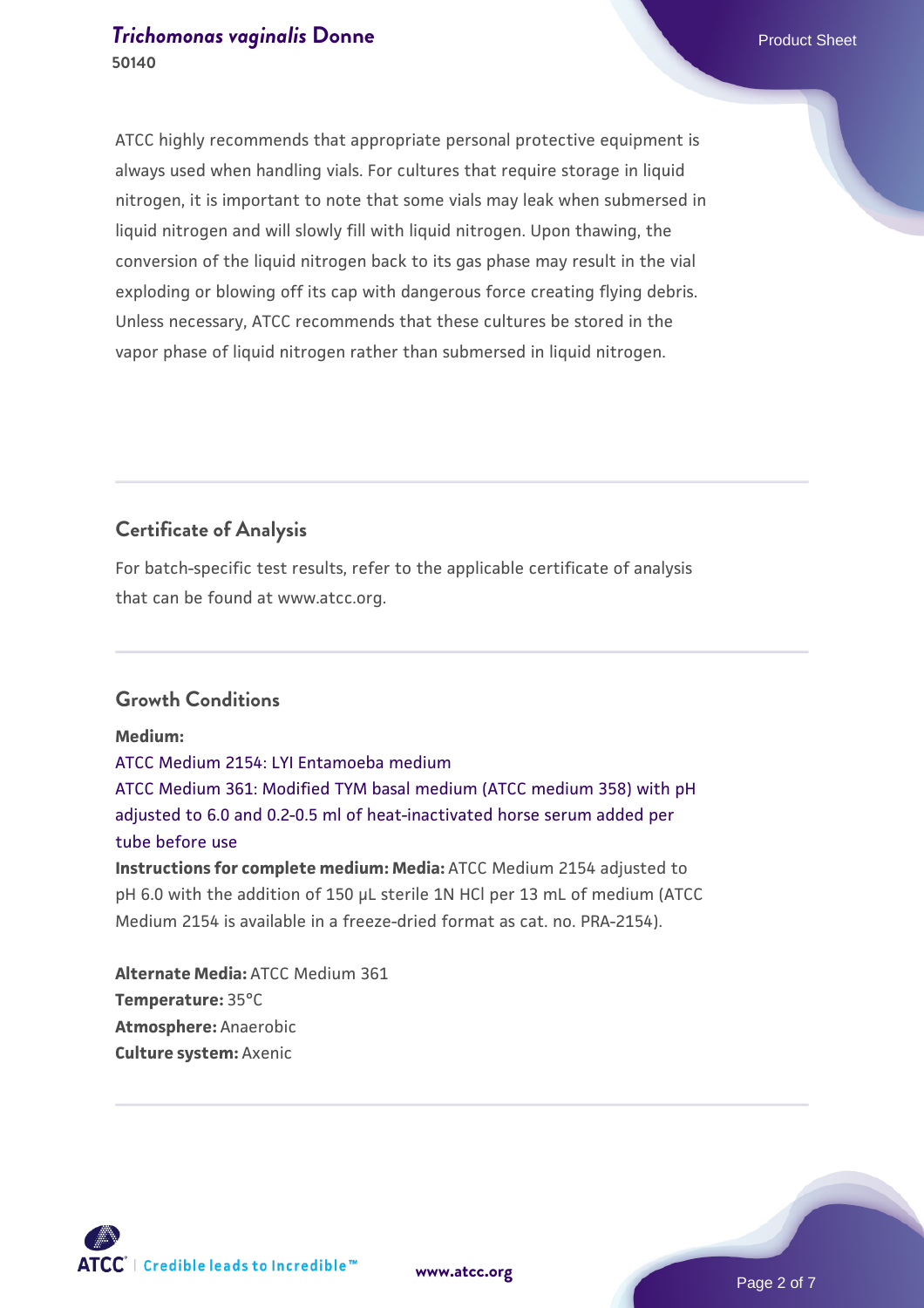ATCC highly recommends that appropriate personal protective equipment is always used when handling vials. For cultures that require storage in liquid nitrogen, it is important to note that some vials may leak when submersed in liquid nitrogen and will slowly fill with liquid nitrogen. Upon thawing, the conversion of the liquid nitrogen back to its gas phase may result in the vial exploding or blowing off its cap with dangerous force creating flying debris. Unless necessary, ATCC recommends that these cultures be stored in the vapor phase of liquid nitrogen rather than submersed in liquid nitrogen.

## Certificate of Analysis

For batch-specific test results, refer to the applicable certificate of analysis that can be found at www.atcc.org.

## Growth Conditions

**Medium:**

ATCC Medium 2154: LYI Entamoeba medium

ATCC Medium 361: Modified TYM basal medium (ATCC medium 358) with pH adjusted to 6.0 and 0.2-0.5 ml of heat-inactivated horse serum added per tube before use

**Instructions for complete medium: Media:** ATCC Medium 2154 adjusted to pH 6.0 with the addition of 150 µL sterile 1N HCl per 13 mL of medium (ATCC Medium 2154 is available in a freeze-dried format as cat. no. PRA-2154).

**Alternate Media:** ATCC Medium 361
**Temperature:** 35°C
**Atmosphere:** Anaerobic
**Culture system:** Axenic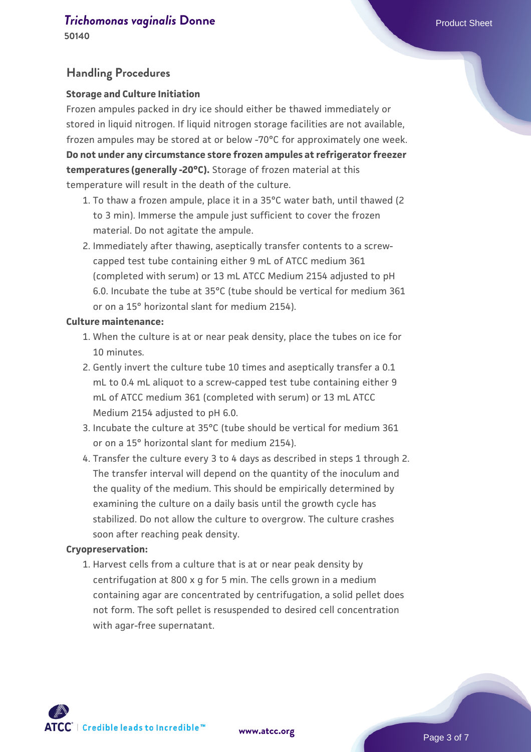## Handling Procedures

**Storage and Culture Initiation**

Frozen ampules packed in dry ice should either be thawed immediately or stored in liquid nitrogen. If liquid nitrogen storage facilities are not available, frozen ampules may be stored at or below -70°C for approximately one week. **Do not under any circumstance store frozen ampules at refrigerator freezer temperatures (generally -20°C).** Storage of frozen material at this temperature will result in the death of the culture.

1. To thaw a frozen ampule, place it in a 35°C water bath, until thawed (2 to 3 min). Immerse the ampule just sufficient to cover the frozen material. Do not agitate the ampule.
2. Immediately after thawing, aseptically transfer contents to a screw-capped test tube containing either 9 mL of ATCC medium 361 (completed with serum) or 13 mL ATCC Medium 2154 adjusted to pH 6.0. Incubate the tube at 35°C (tube should be vertical for medium 361 or on a 15° horizontal slant for medium 2154).

**Culture maintenance:**

1. When the culture is at or near peak density, place the tubes on ice for 10 minutes.
2. Gently invert the culture tube 10 times and aseptically transfer a 0.1 mL to 0.4 mL aliquot to a screw-capped test tube containing either 9 mL of ATCC medium 361 (completed with serum) or 13 mL ATCC Medium 2154 adjusted to pH 6.0.
3. Incubate the culture at 35°C (tube should be vertical for medium 361 or on a 15° horizontal slant for medium 2154).
4. Transfer the culture every 3 to 4 days as described in steps 1 through 2. The transfer interval will depend on the quantity of the inoculum and the quality of the medium. This should be empirically determined by examining the culture on a daily basis until the growth cycle has stabilized. Do not allow the culture to overgrow. The culture crashes soon after reaching peak density.

**Cryopreservation:**

1. Harvest cells from a culture that is at or near peak density by centrifugation at 800 x g for 5 min. The cells grown in a medium containing agar are concentrated by centrifugation, a solid pellet does not form. The soft pellet is resuspended to desired cell concentration with agar-free supernatant.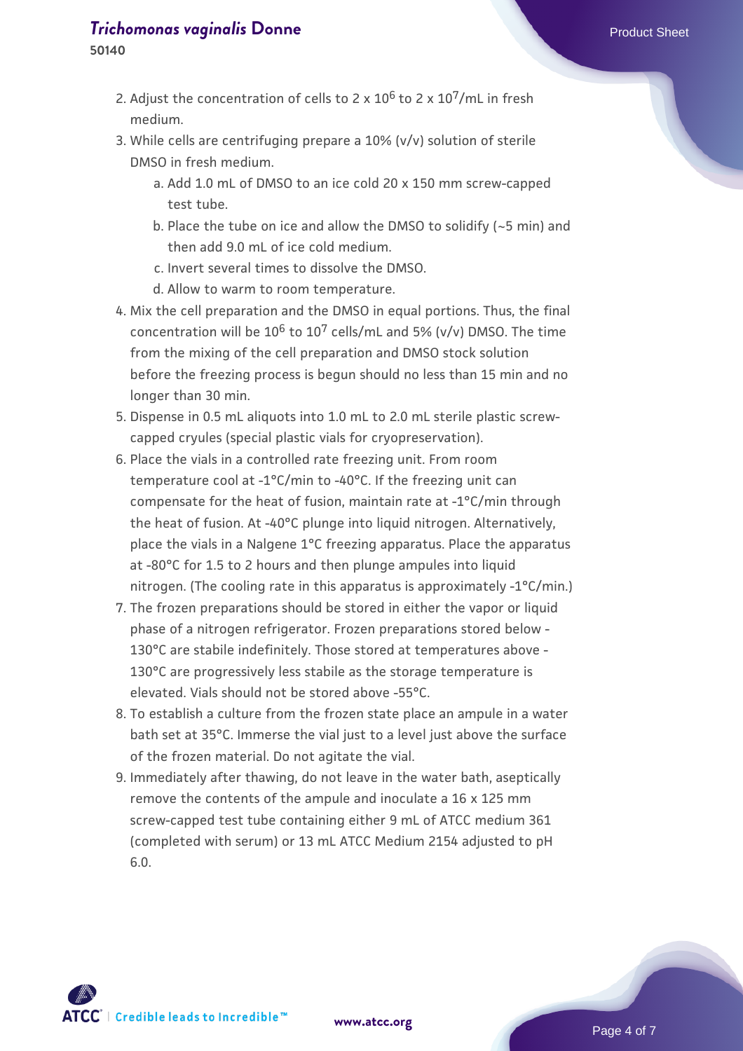2. Adjust the concentration of cells to 2 x $10^6$ to 2 x $10^7$/mL in fresh medium.
3. While cells are centrifuging prepare a 10% (v/v) solution of sterile DMSO in fresh medium.
    a. Add 1.0 mL of DMSO to an ice cold 20 x 150 mm screw-capped test tube.
    b. Place the tube on ice and allow the DMSO to solidify (~5 min) and then add 9.0 mL of ice cold medium.
    c. Invert several times to dissolve the DMSO.
    d. Allow to warm to room temperature.
4. Mix the cell preparation and the DMSO in equal portions. Thus, the final concentration will be $10^6$ to $10^7$ cells/mL and 5% (v/v) DMSO. The time from the mixing of the cell preparation and DMSO stock solution before the freezing process is begun should no less than 15 min and no longer than 30 min.
5. Dispense in 0.5 mL aliquots into 1.0 mL to 2.0 mL sterile plastic screw-capped cryules (special plastic vials for cryopreservation).
6. Place the vials in a controlled rate freezing unit. From room temperature cool at -1°C/min to -40°C. If the freezing unit can compensate for the heat of fusion, maintain rate at -1°C/min through the heat of fusion. At -40°C plunge into liquid nitrogen. Alternatively, place the vials in a Nalgene 1°C freezing apparatus. Place the apparatus at -80°C for 1.5 to 2 hours and then plunge ampules into liquid nitrogen. (The cooling rate in this apparatus is approximately -1°C/min.)
7. The frozen preparations should be stored in either the vapor or liquid phase of a nitrogen refrigerator. Frozen preparations stored below -130°C are stabile indefinitely. Those stored at temperatures above -130°C are progressively less stabile as the storage temperature is elevated. Vials should not be stored above -55°C.
8. To establish a culture from the frozen state place an ampule in a water bath set at 35°C. Immerse the vial just to a level just above the surface of the frozen material. Do not agitate the vial.
9. Immediately after thawing, do not leave in the water bath, aseptically remove the contents of the ampule and inoculate a 16 x 125 mm screw-capped test tube containing either 9 mL of ATCC medium 361 (completed with serum) or 13 mL ATCC Medium 2154 adjusted to pH 6.0.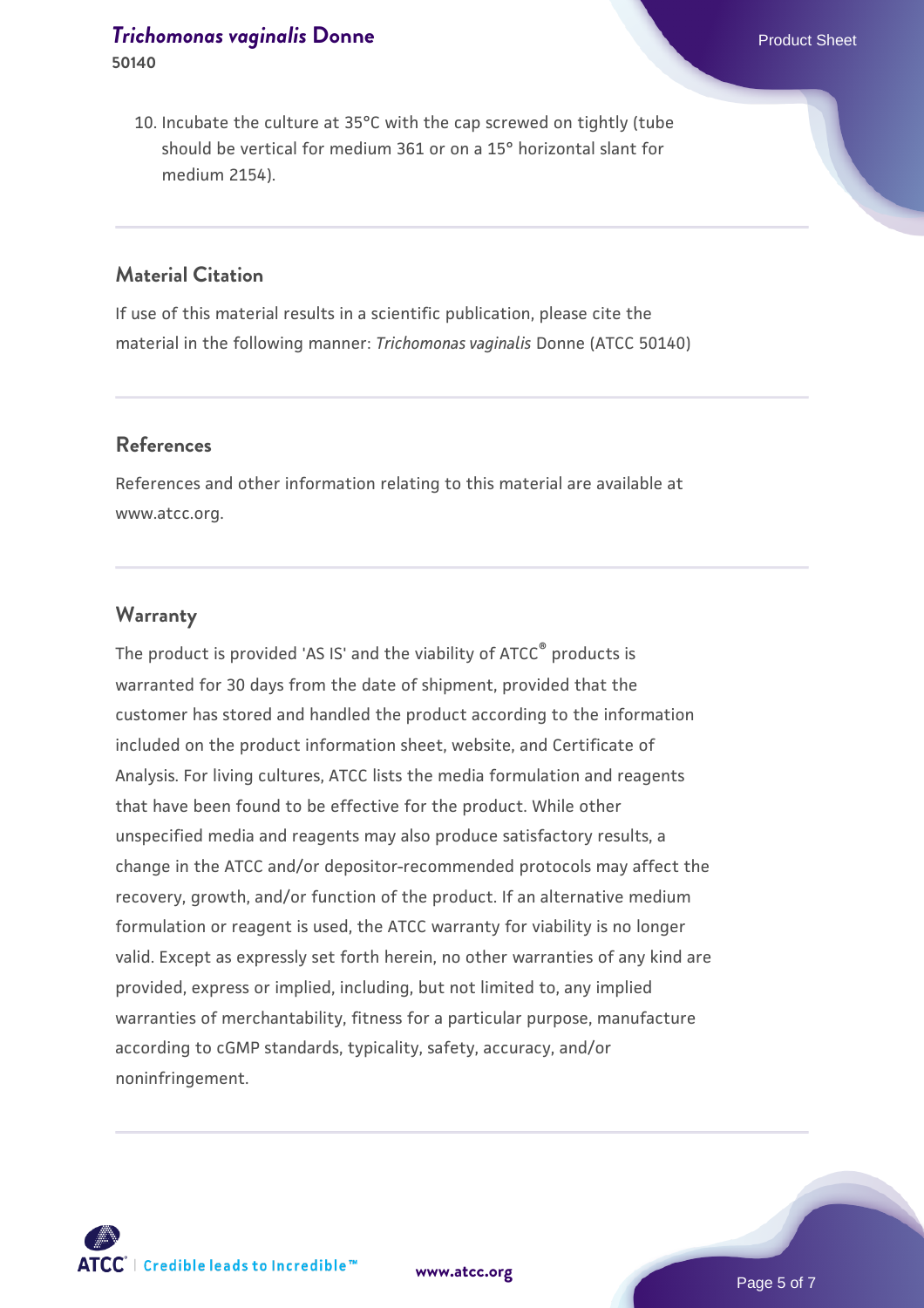10. Incubate the culture at 35°C with the cap screwed on tightly (tube should be vertical for medium 361 or on a 15° horizontal slant for medium 2154).

## Material Citation

If use of this material results in a scientific publication, please cite the material in the following manner: *Trichomonas vaginalis* Donne (ATCC 50140)

## References

References and other information relating to this material are available at www.atcc.org.

## Warranty

The product is provided 'AS IS' and the viability of ATCC® products is warranted for 30 days from the date of shipment, provided that the customer has stored and handled the product according to the information included on the product information sheet, website, and Certificate of Analysis. For living cultures, ATCC lists the media formulation and reagents that have been found to be effective for the product. While other unspecified media and reagents may also produce satisfactory results, a change in the ATCC and/or depositor-recommended protocols may affect the recovery, growth, and/or function of the product. If an alternative medium formulation or reagent is used, the ATCC warranty for viability is no longer valid. Except as expressly set forth herein, no other warranties of any kind are provided, express or implied, including, but not limited to, any implied warranties of merchantability, fitness for a particular purpose, manufacture according to cGMP standards, typicality, safety, accuracy, and/or noninfringement.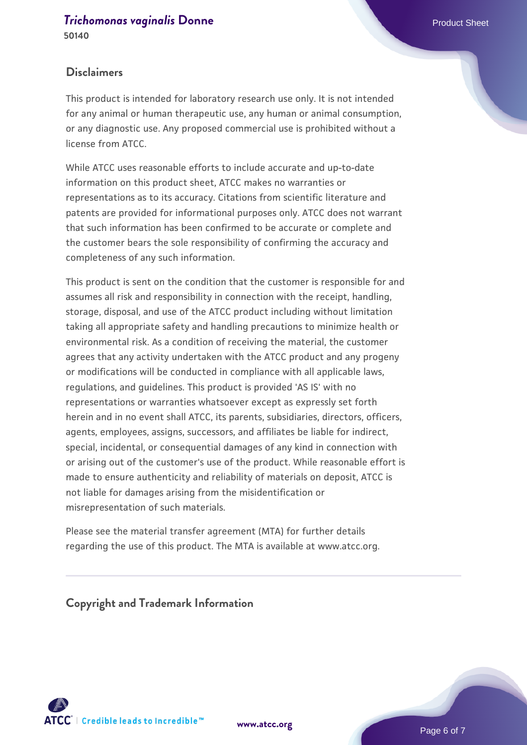## Disclaimers

This product is intended for laboratory research use only. It is not intended for any animal or human therapeutic use, any human or animal consumption, or any diagnostic use. Any proposed commercial use is prohibited without a license from ATCC.

While ATCC uses reasonable efforts to include accurate and up-to-date information on this product sheet, ATCC makes no warranties or representations as to its accuracy. Citations from scientific literature and patents are provided for informational purposes only. ATCC does not warrant that such information has been confirmed to be accurate or complete and the customer bears the sole responsibility of confirming the accuracy and completeness of any such information.

This product is sent on the condition that the customer is responsible for and assumes all risk and responsibility in connection with the receipt, handling, storage, disposal, and use of the ATCC product including without limitation taking all appropriate safety and handling precautions to minimize health or environmental risk. As a condition of receiving the material, the customer agrees that any activity undertaken with the ATCC product and any progeny or modifications will be conducted in compliance with all applicable laws, regulations, and guidelines. This product is provided 'AS IS' with no representations or warranties whatsoever except as expressly set forth herein and in no event shall ATCC, its parents, subsidiaries, directors, officers, agents, employees, assigns, successors, and affiliates be liable for indirect, special, incidental, or consequential damages of any kind in connection with or arising out of the customer's use of the product. While reasonable effort is made to ensure authenticity and reliability of materials on deposit, ATCC is not liable for damages arising from the misidentification or misrepresentation of such materials.

Please see the material transfer agreement (MTA) for further details regarding the use of this product. The MTA is available at www.atcc.org.

## Copyright and Trademark Information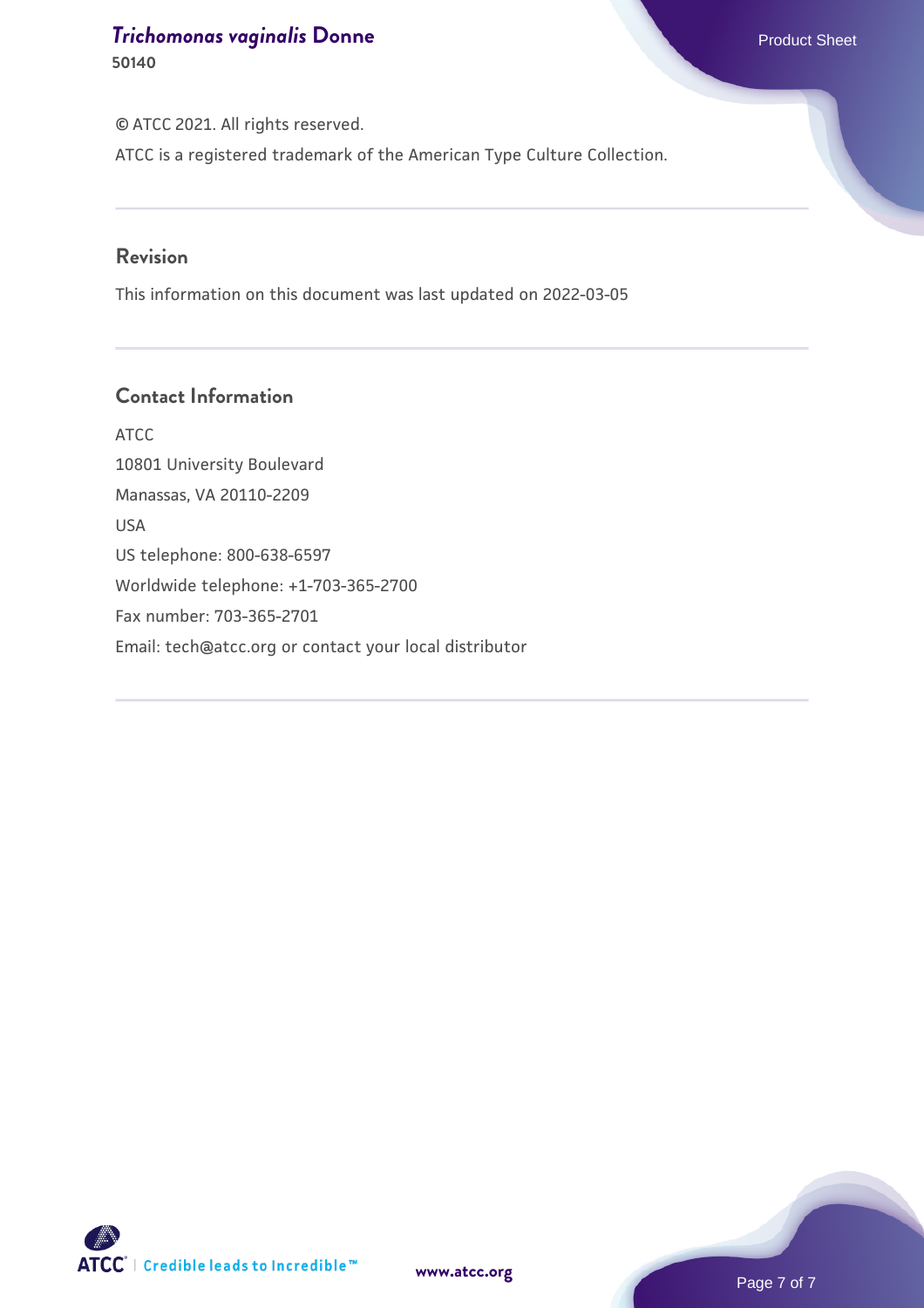© ATCC 2021. All rights reserved.

ATCC is a registered trademark of the American Type Culture Collection.

## Revision

This information on this document was last updated on 2022-03-05

## Contact Information

ATCC
10801 University Boulevard
Manassas, VA 20110-2209
USA
US telephone: 800-638-6597
Worldwide telephone: +1-703-365-2700
Fax number: 703-365-2701
Email: tech@atcc.org or contact your local distributor